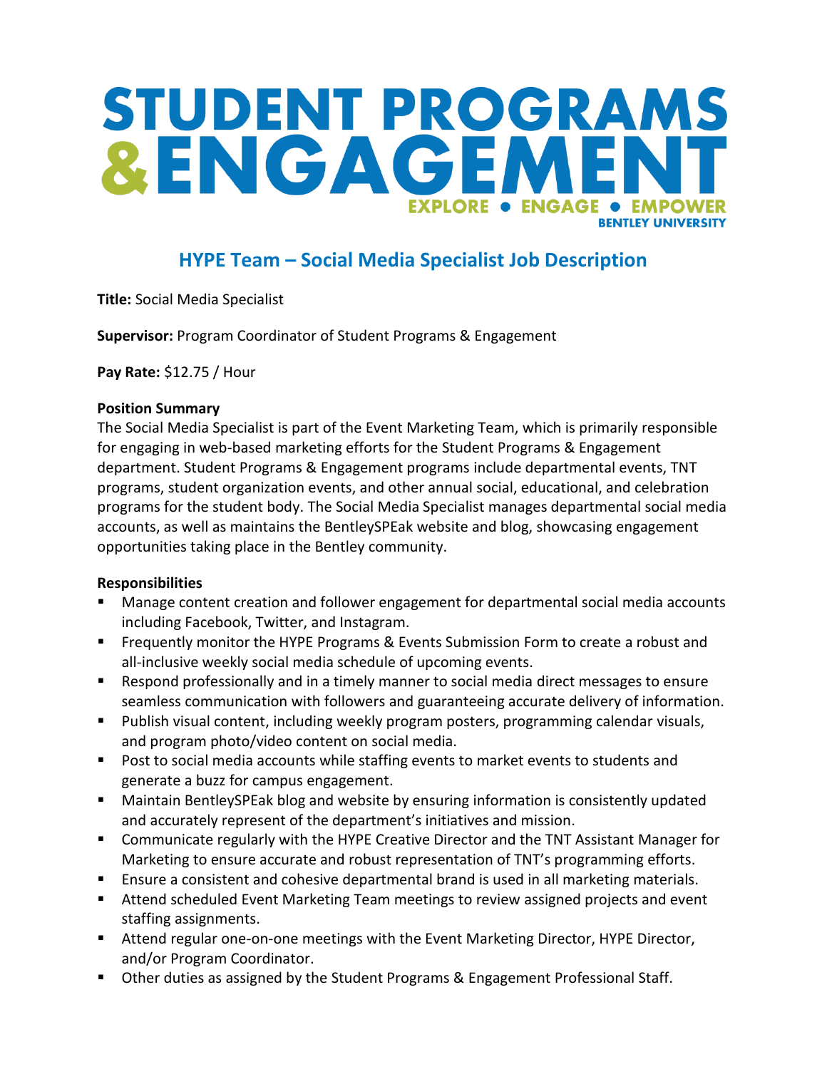# STUDENT PROGRAMS & ENGAGEMENT

EXPLORE • ENGAGE • EMPOWER

BENTLEY UNIVERSITY

## HYPE Team – Social Media Specialist Job Description

**Title:** Social Media Specialist

**Supervisor:** Program Coordinator of Student Programs & Engagement

**Pay Rate:** $12.75 / Hour

**Position Summary**

The Social Media Specialist is part of the Event Marketing Team, which is primarily responsible for engaging in web-based marketing efforts for the Student Programs & Engagement department. Student Programs & Engagement programs include departmental events, TNT programs, student organization events, and other annual social, educational, and celebration programs for the student body. The Social Media Specialist manages departmental social media accounts, as well as maintains the BentleySPEak website and blog, showcasing engagement opportunities taking place in the Bentley community.

**Responsibilities**

- Manage content creation and follower engagement for departmental social media accounts including Facebook, Twitter, and Instagram.
- Frequently monitor the HYPE Programs & Events Submission Form to create a robust and all-inclusive weekly social media schedule of upcoming events.
- Respond professionally and in a timely manner to social media direct messages to ensure seamless communication with followers and guaranteeing accurate delivery of information.
- Publish visual content, including weekly program posters, programming calendar visuals, and program photo/video content on social media.
- Post to social media accounts while staffing events to market events to students and generate a buzz for campus engagement.
- Maintain BentleySPEak blog and website by ensuring information is consistently updated and accurately represent of the department's initiatives and mission.
- Communicate regularly with the HYPE Creative Director and the TNT Assistant Manager for Marketing to ensure accurate and robust representation of TNT's programming efforts.
- Ensure a consistent and cohesive departmental brand is used in all marketing materials.
- Attend scheduled Event Marketing Team meetings to review assigned projects and event staffing assignments.
- Attend regular one-on-one meetings with the Event Marketing Director, HYPE Director, and/or Program Coordinator.
- Other duties as assigned by the Student Programs & Engagement Professional Staff.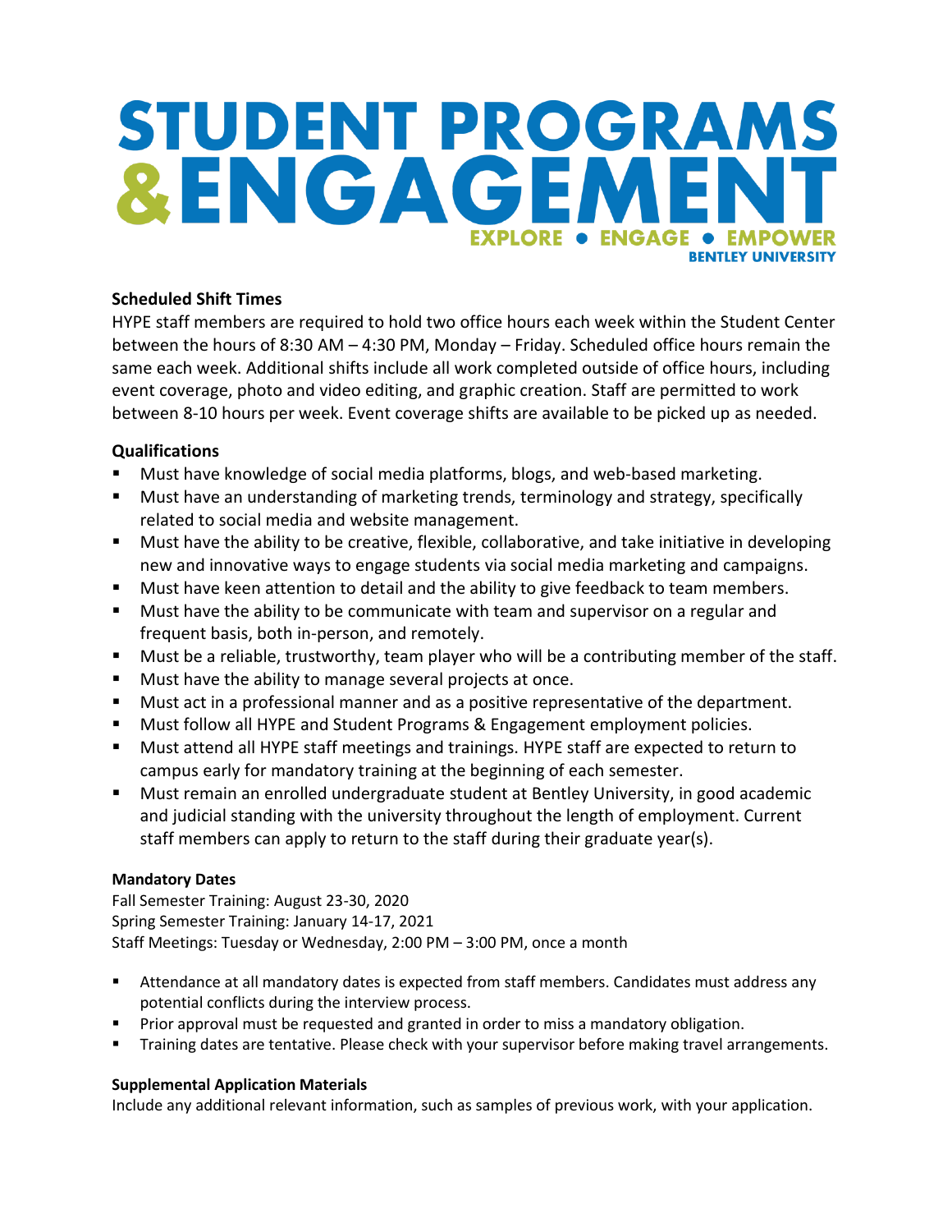# STUDENT PROGRAMS & ENGAGEMENT

EXPLORE • ENGAGE • EMPOWER

BENTLEY UNIVERSITY

**Scheduled Shift Times**

HYPE staff members are required to hold two office hours each week within the Student Center between the hours of 8:30 AM – 4:30 PM, Monday – Friday. Scheduled office hours remain the same each week. Additional shifts include all work completed outside of office hours, including event coverage, photo and video editing, and graphic creation. Staff are permitted to work between 8-10 hours per week. Event coverage shifts are available to be picked up as needed.

**Qualifications**

- Must have knowledge of social media platforms, blogs, and web-based marketing.
- Must have an understanding of marketing trends, terminology and strategy, specifically related to social media and website management.
- Must have the ability to be creative, flexible, collaborative, and take initiative in developing new and innovative ways to engage students via social media marketing and campaigns.
- Must have keen attention to detail and the ability to give feedback to team members.
- Must have the ability to be communicate with team and supervisor on a regular and frequent basis, both in-person, and remotely.
- Must be a reliable, trustworthy, team player who will be a contributing member of the staff.
- Must have the ability to manage several projects at once.
- Must act in a professional manner and as a positive representative of the department.
- Must follow all HYPE and Student Programs & Engagement employment policies.
- Must attend all HYPE staff meetings and trainings. HYPE staff are expected to return to campus early for mandatory training at the beginning of each semester.
- Must remain an enrolled undergraduate student at Bentley University, in good academic and judicial standing with the university throughout the length of employment. Current staff members can apply to return to the staff during their graduate year(s).

**Mandatory Dates**

Fall Semester Training: August 23-30, 2020
Spring Semester Training: January 14-17, 2021
Staff Meetings: Tuesday or Wednesday, 2:00 PM – 3:00 PM, once a month

- Attendance at all mandatory dates is expected from staff members. Candidates must address any potential conflicts during the interview process.
- Prior approval must be requested and granted in order to miss a mandatory obligation.
- Training dates are tentative. Please check with your supervisor before making travel arrangements.

**Supplemental Application Materials**

Include any additional relevant information, such as samples of previous work, with your application.